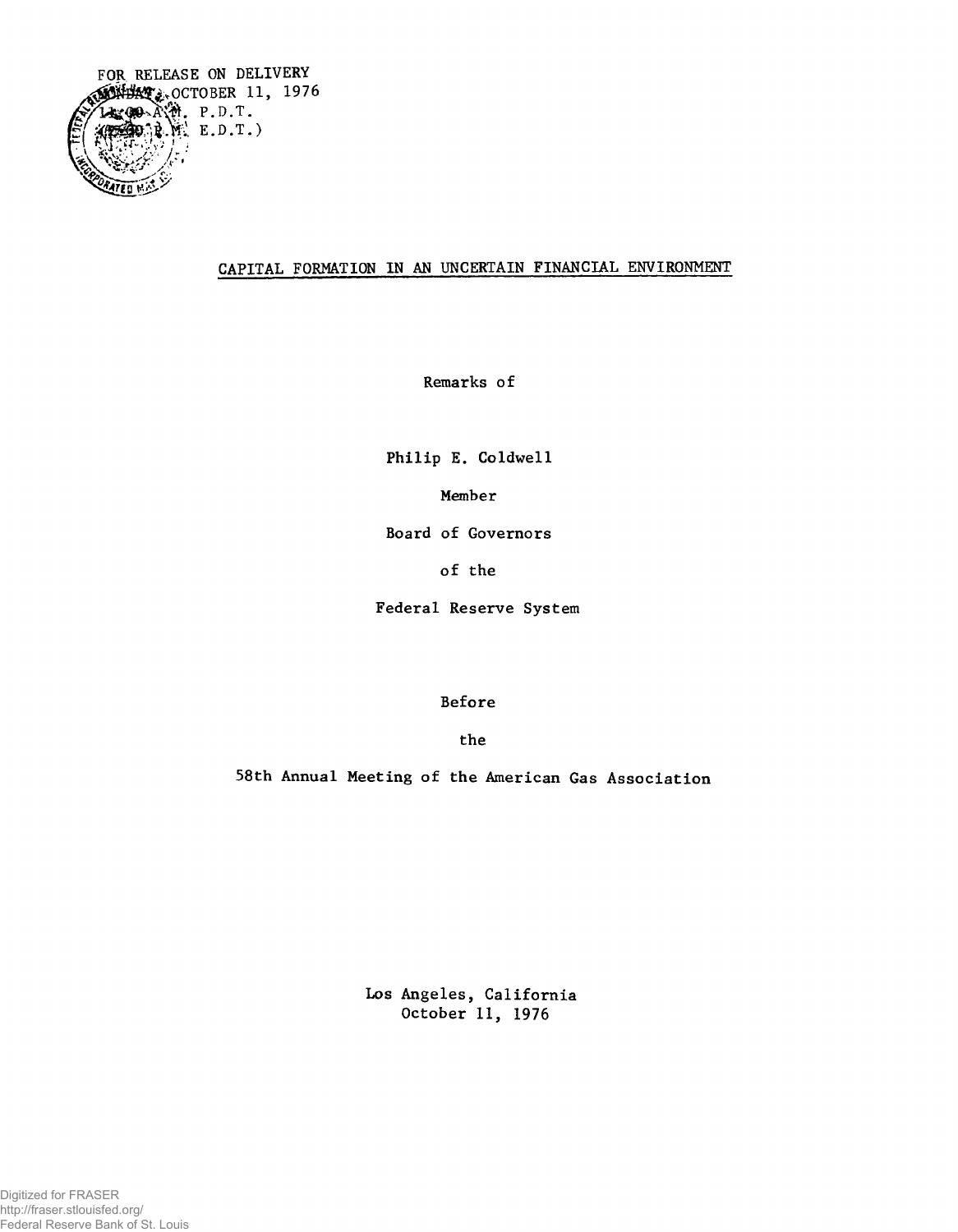FOR RELEASE ON DELIVERY
MONDAY, OCTOBER 11, 1976
11:00 A.M. P.D.T.
(2:00 P.M. E.D.T.)

# CAPITAL FORMATION IN AN UNCERTAIN FINANCIAL ENVIRONMENT

Remarks of

Philip E. Coldwell

Member

Board of Governors

of the

Federal Reserve System

Before

the

58th Annual Meeting of the American Gas Association

Los Angeles, California
October 11, 1976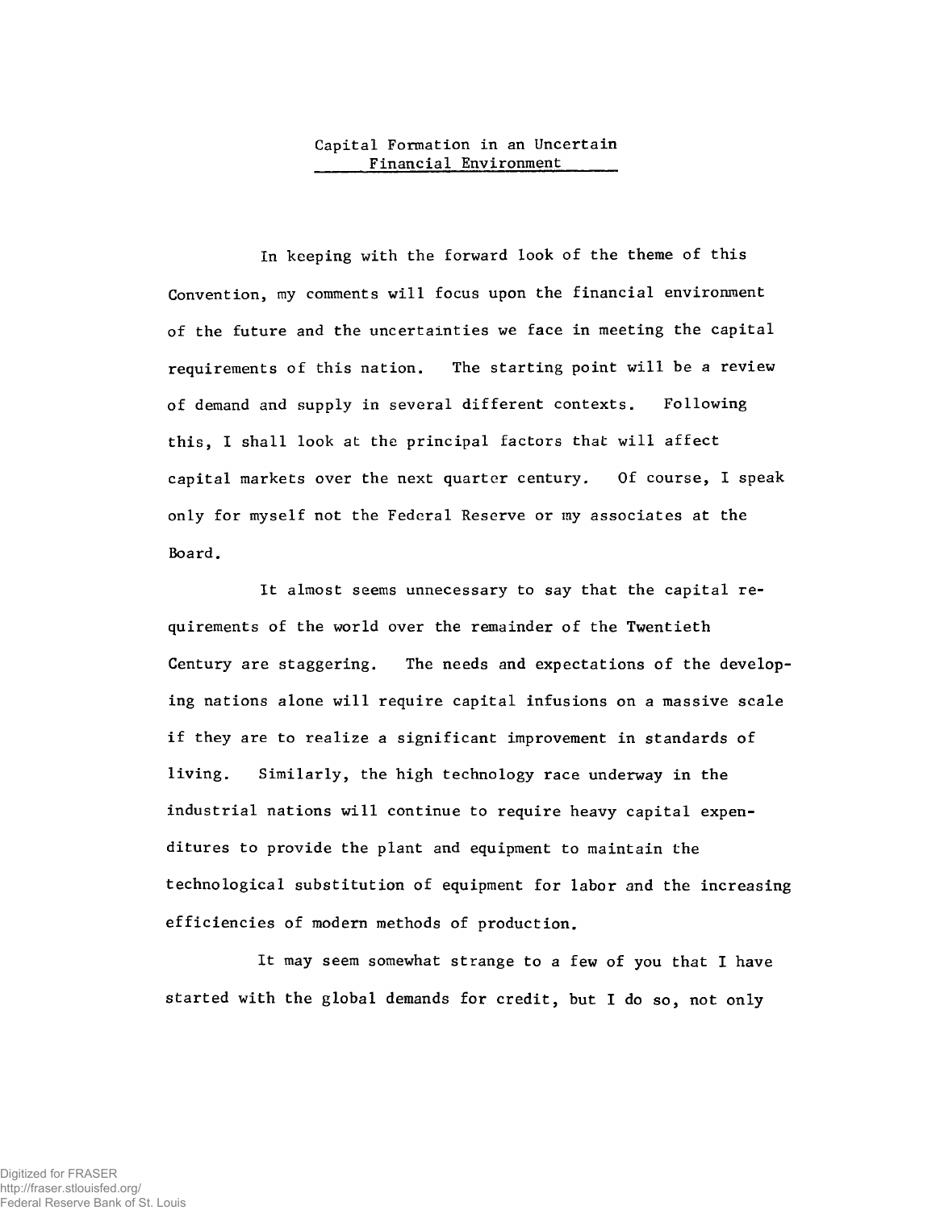# Capital Formation in an Uncertain Financial Environment

In keeping with the forward look of the theme of this Convention, my comments will focus upon the financial environment of the future and the uncertainties we face in meeting the capital requirements of this nation. The starting point will be a review of demand and supply in several different contexts. Following this, I shall look at the principal factors that will affect capital markets over the next quarter century. Of course, I speak only for myself not the Federal Reserve or my associates at the Board.

It almost seems unnecessary to say that the capital requirements of the world over the remainder of the Twentieth Century are staggering. The needs and expectations of the developing nations alone will require capital infusions on a massive scale if they are to realize a significant improvement in standards of living. Similarly, the high technology race underway in the industrial nations will continue to require heavy capital expenditures to provide the plant and equipment to maintain the technological substitution of equipment for labor and the increasing efficiencies of modern methods of production.

It may seem somewhat strange to a few of you that I have started with the global demands for credit, but I do so, not only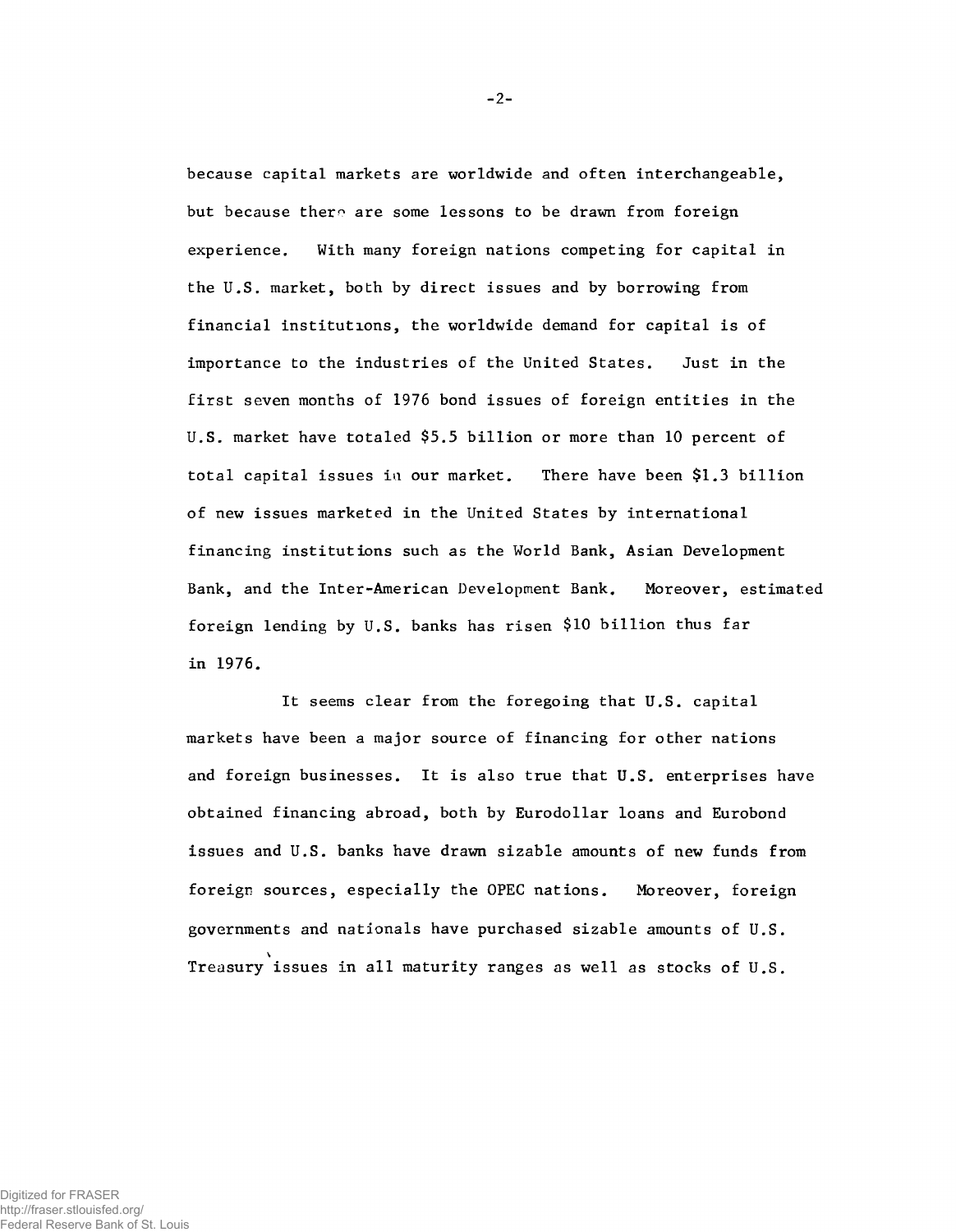because capital markets are worldwide and often interchangeable, but because there are some lessons to be drawn from foreign experience. With many foreign nations competing for capital in the U.S. market, both by direct issues and by borrowing from financial institutions, the worldwide demand for capital is of importance to the industries of the United States. Just in the first seven months of 1976 bond issues of foreign entities in the U.S. market have totaled $5.5 billion or more than 10 percent of total capital issues in our market. There have been $1.3 billion of new issues marketed in the United States by international financing institutions such as the World Bank, Asian Development Bank, and the Inter-American Development Bank. Moreover, estimated foreign lending by U.S. banks has risen $10 billion thus far in 1976.

It seems clear from the foregoing that U.S. capital markets have been a major source of financing for other nations and foreign businesses. It is also true that U.S. enterprises have obtained financing abroad, both by Eurodollar loans and Eurobond issues and U.S. banks have drawn sizable amounts of new funds from foreign sources, especially the OPEC nations. Moreover, foreign governments and nationals have purchased sizable amounts of U.S. Treasury issues in all maturity ranges as well as stocks of U.S.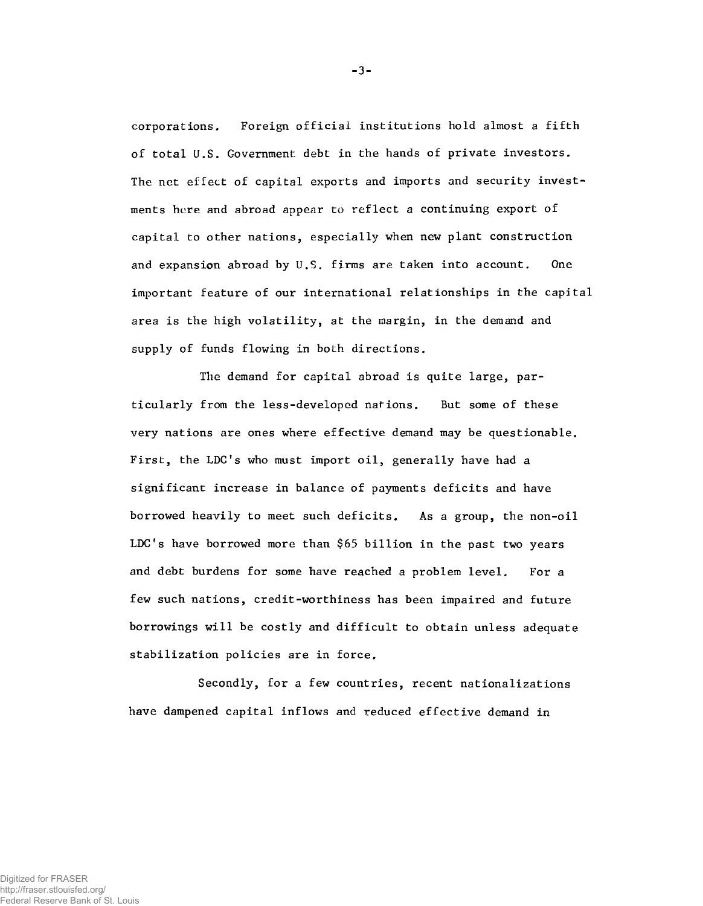corporations. Foreign official institutions hold almost a fifth of total U.S. Government debt in the hands of private investors. The net effect of capital exports and imports and security investments here and abroad appear to reflect a continuing export of capital to other nations, especially when new plant construction and expansion abroad by U.S. firms are taken into account. One important feature of our international relationships in the capital area is the high volatility, at the margin, in the demand and supply of funds flowing in both directions.

The demand for capital abroad is quite large, particularly from the less-developed nations. But some of these very nations are ones where effective demand may be questionable. First, the LDC's who must import oil, generally have had a significant increase in balance of payments deficits and have borrowed heavily to meet such deficits. As a group, the non-oil LDC's have borrowed more than $65 billion in the past two years and debt burdens for some have reached a problem level. For a few such nations, credit-worthiness has been impaired and future borrowings will be costly and difficult to obtain unless adequate stabilization policies are in force.

Secondly, for a few countries, recent nationalizations have dampened capital inflows and reduced effective demand in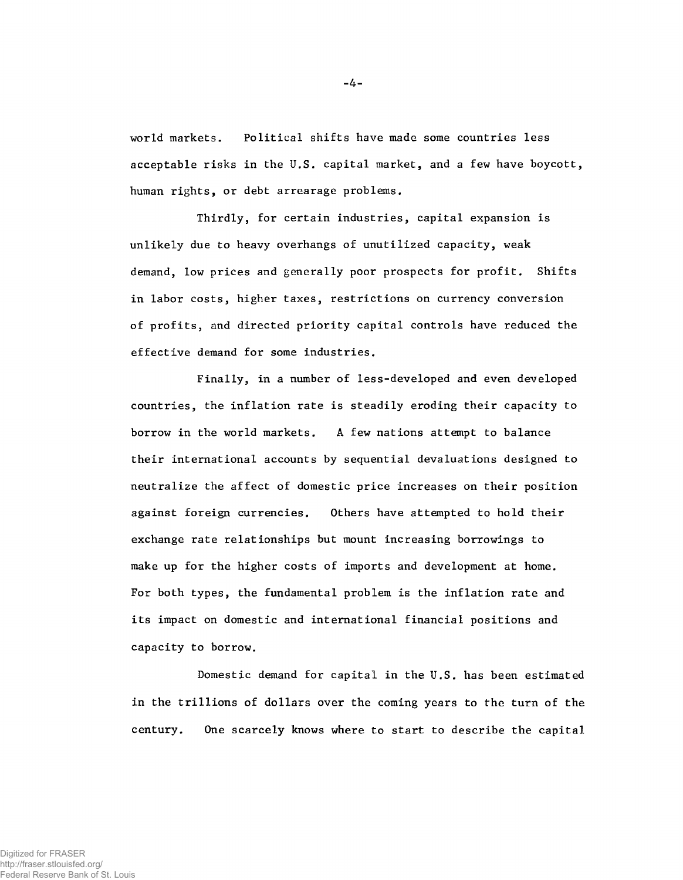world markets. Political shifts have made some countries less acceptable risks in the U.S. capital market, and a few have boycott, human rights, or debt arrearage problems.

Thirdly, for certain industries, capital expansion is unlikely due to heavy overhangs of unutilized capacity, weak demand, low prices and generally poor prospects for profit. Shifts in labor costs, higher taxes, restrictions on currency conversion of profits, and directed priority capital controls have reduced the effective demand for some industries.

Finally, in a number of less-developed and even developed countries, the inflation rate is steadily eroding their capacity to borrow in the world markets. A few nations attempt to balance their international accounts by sequential devaluations designed to neutralize the affect of domestic price increases on their position against foreign currencies. Others have attempted to hold their exchange rate relationships but mount increasing borrowings to make up for the higher costs of imports and development at home. For both types, the fundamental problem is the inflation rate and its impact on domestic and international financial positions and capacity to borrow.

Domestic demand for capital in the U.S. has been estimated in the trillions of dollars over the coming years to the turn of the century. One scarcely knows where to start to describe the capital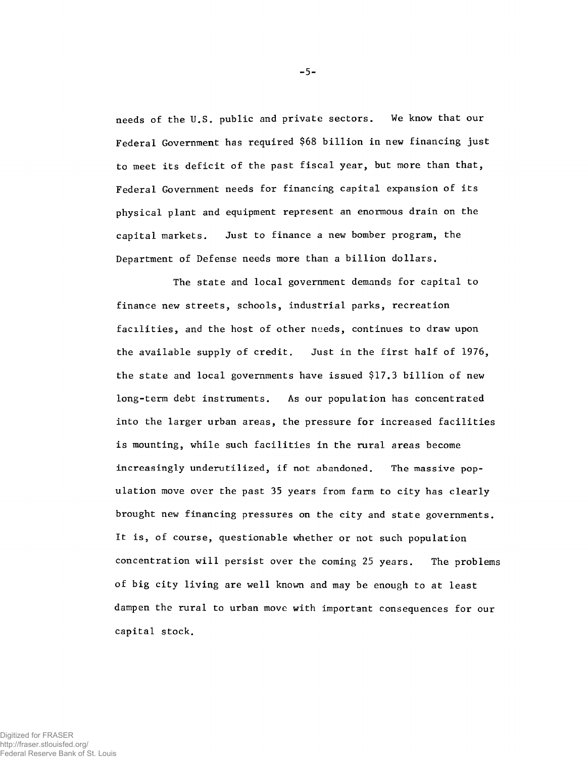needs of the U.S. public and private sectors. We know that our Federal Government has required $68 billion in new financing just to meet its deficit of the past fiscal year, but more than that, Federal Government needs for financing capital expansion of its physical plant and equipment represent an enormous drain on the capital markets. Just to finance a new bomber program, the Department of Defense needs more than a billion dollars.

The state and local government demands for capital to finance new streets, schools, industrial parks, recreation facilities, and the host of other needs, continues to draw upon the available supply of credit. Just in the first half of 1976, the state and local governments have issued $17.3 billion of new long-term debt instruments. As our population has concentrated into the larger urban areas, the pressure for increased facilities is mounting, while such facilities in the rural areas become increasingly underutilized, if not abandoned. The massive population move over the past 35 years from farm to city has clearly brought new financing pressures on the city and state governments. It is, of course, questionable whether or not such population concentration will persist over the coming 25 years. The problems of big city living are well known and may be enough to at least dampen the rural to urban move with important consequences for our capital stock.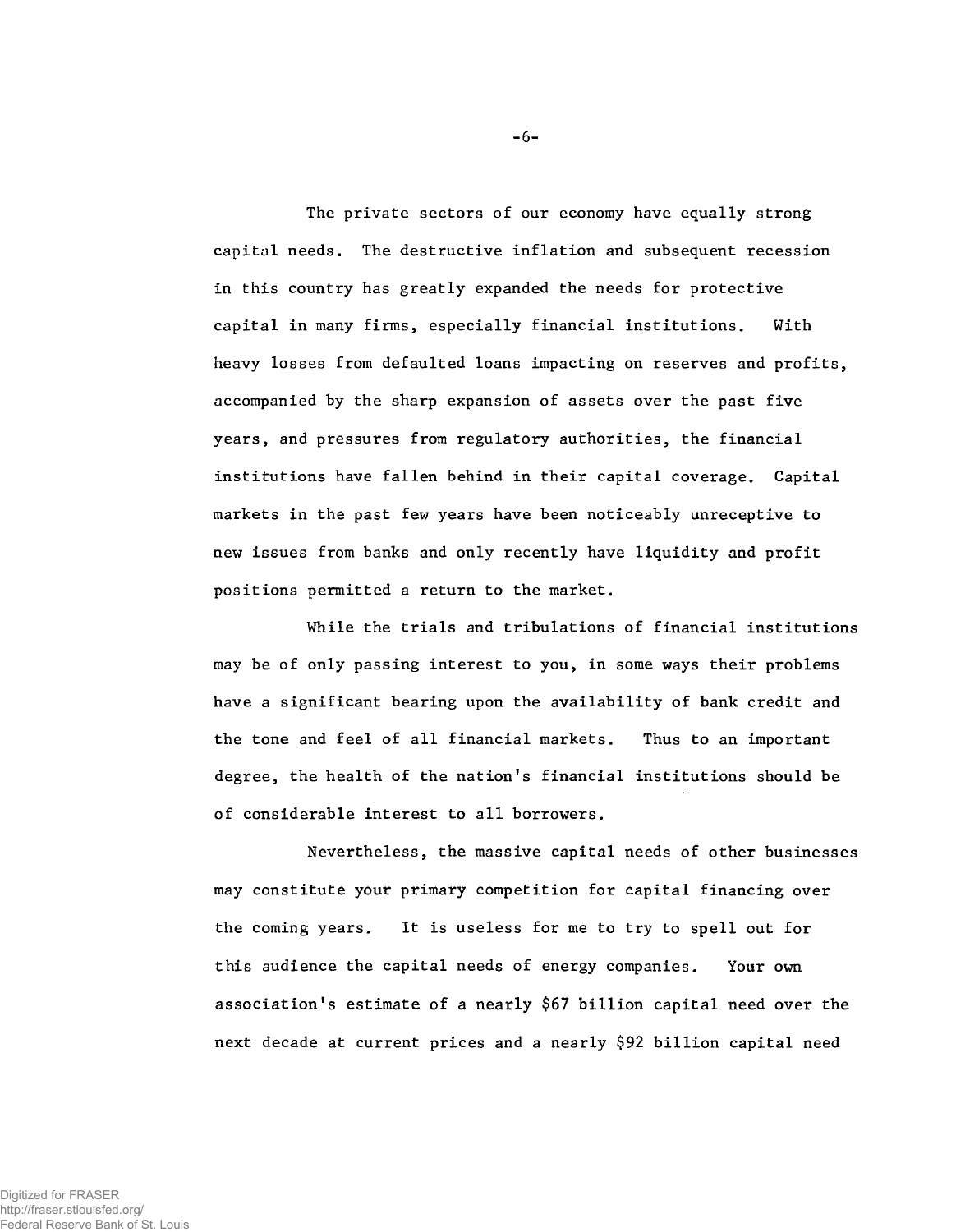The private sectors of our economy have equally strong capital needs. The destructive inflation and subsequent recession in this country has greatly expanded the needs for protective capital in many firms, especially financial institutions. With heavy losses from defaulted loans impacting on reserves and profits, accompanied by the sharp expansion of assets over the past five years, and pressures from regulatory authorities, the financial institutions have fallen behind in their capital coverage. Capital markets in the past few years have been noticeably unreceptive to new issues from banks and only recently have liquidity and profit positions permitted a return to the market.

While the trials and tribulations of financial institutions may be of only passing interest to you, in some ways their problems have a significant bearing upon the availability of bank credit and the tone and feel of all financial markets. Thus to an important degree, the health of the nation's financial institutions should be of considerable interest to all borrowers.

Nevertheless, the massive capital needs of other businesses may constitute your primary competition for capital financing over the coming years. It is useless for me to try to spell out for this audience the capital needs of energy companies. Your own association's estimate of a nearly $67 billion capital need over the next decade at current prices and a nearly $92 billion capital need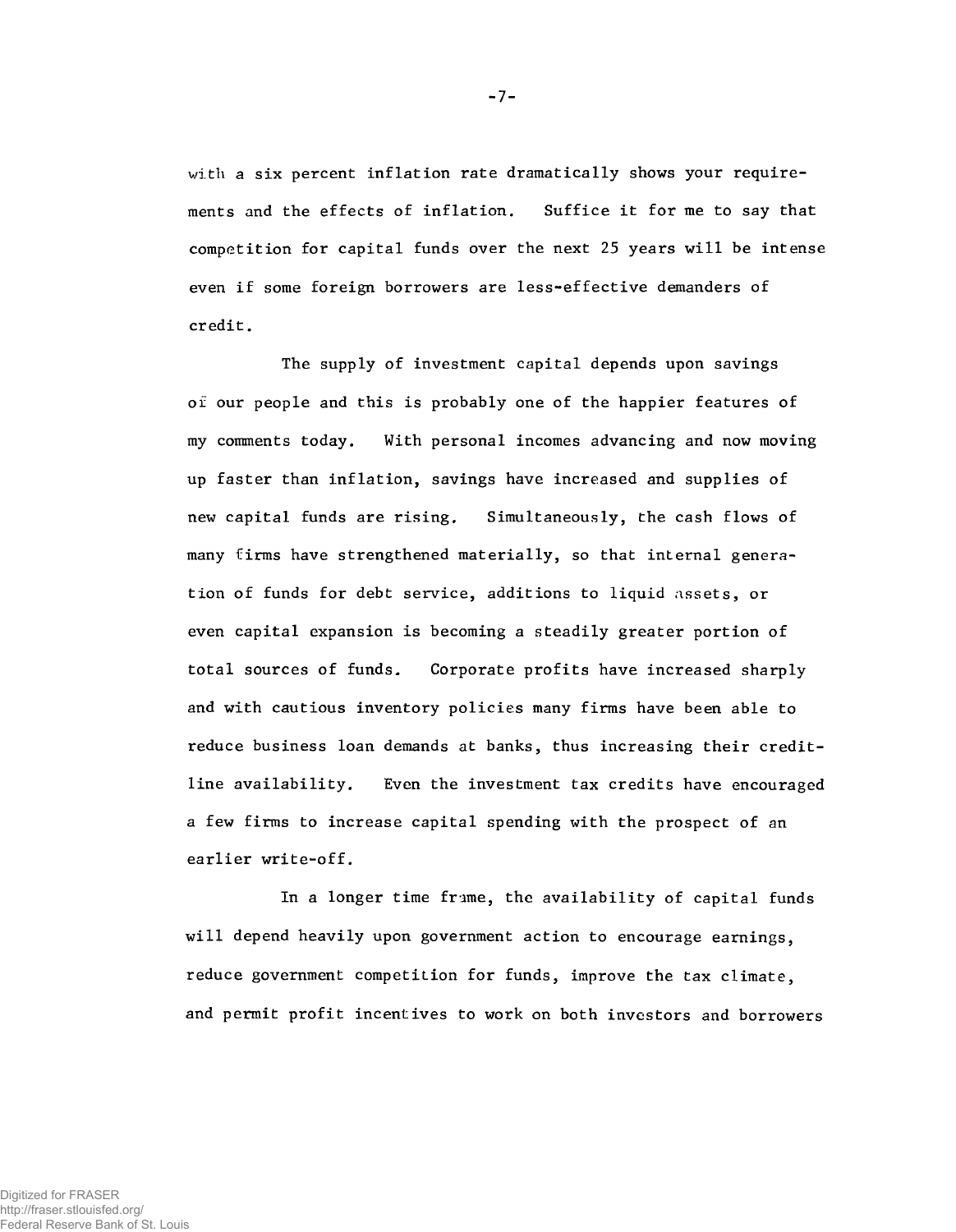with a six percent inflation rate dramatically shows your requirements and the effects of inflation. Suffice it for me to say that competition for capital funds over the next 25 years will be intense even if some foreign borrowers are less-effective demanders of credit.

The supply of investment capital depends upon savings of our people and this is probably one of the happier features of my comments today. With personal incomes advancing and now moving up faster than inflation, savings have increased and supplies of new capital funds are rising. Simultaneously, the cash flows of many firms have strengthened materially, so that internal generation of funds for debt service, additions to liquid assets, or even capital expansion is becoming a steadily greater portion of total sources of funds. Corporate profits have increased sharply and with cautious inventory policies many firms have been able to reduce business loan demands at banks, thus increasing their credit-line availability. Even the investment tax credits have encouraged a few firms to increase capital spending with the prospect of an earlier write-off.

In a longer time frame, the availability of capital funds will depend heavily upon government action to encourage earnings, reduce government competition for funds, improve the tax climate, and permit profit incentives to work on both investors and borrowers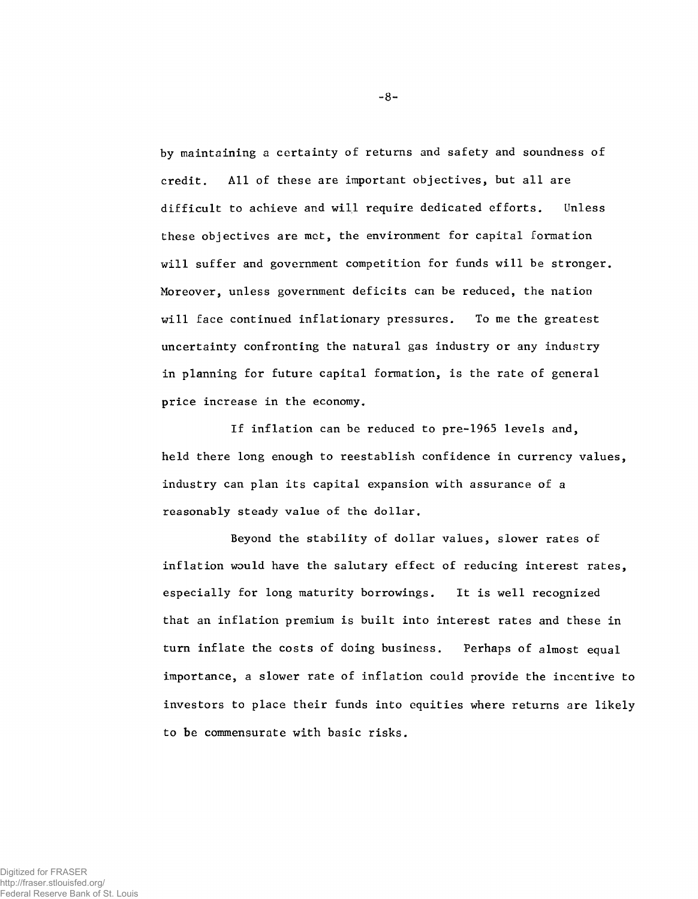by maintaining a certainty of returns and safety and soundness of credit. All of these are important objectives, but all are difficult to achieve and will require dedicated efforts. Unless these objectives are met, the environment for capital formation will suffer and government competition for funds will be stronger. Moreover, unless government deficits can be reduced, the nation will face continued inflationary pressures. To me the greatest uncertainty confronting the natural gas industry or any industry in planning for future capital formation, is the rate of general price increase in the economy.

If inflation can be reduced to pre-1965 levels and, held there long enough to reestablish confidence in currency values, industry can plan its capital expansion with assurance of a reasonably steady value of the dollar.

Beyond the stability of dollar values, slower rates of inflation would have the salutary effect of reducing interest rates, especially for long maturity borrowings. It is well recognized that an inflation premium is built into interest rates and these in turn inflate the costs of doing business. Perhaps of almost equal importance, a slower rate of inflation could provide the incentive to investors to place their funds into equities where returns are likely to be commensurate with basic risks.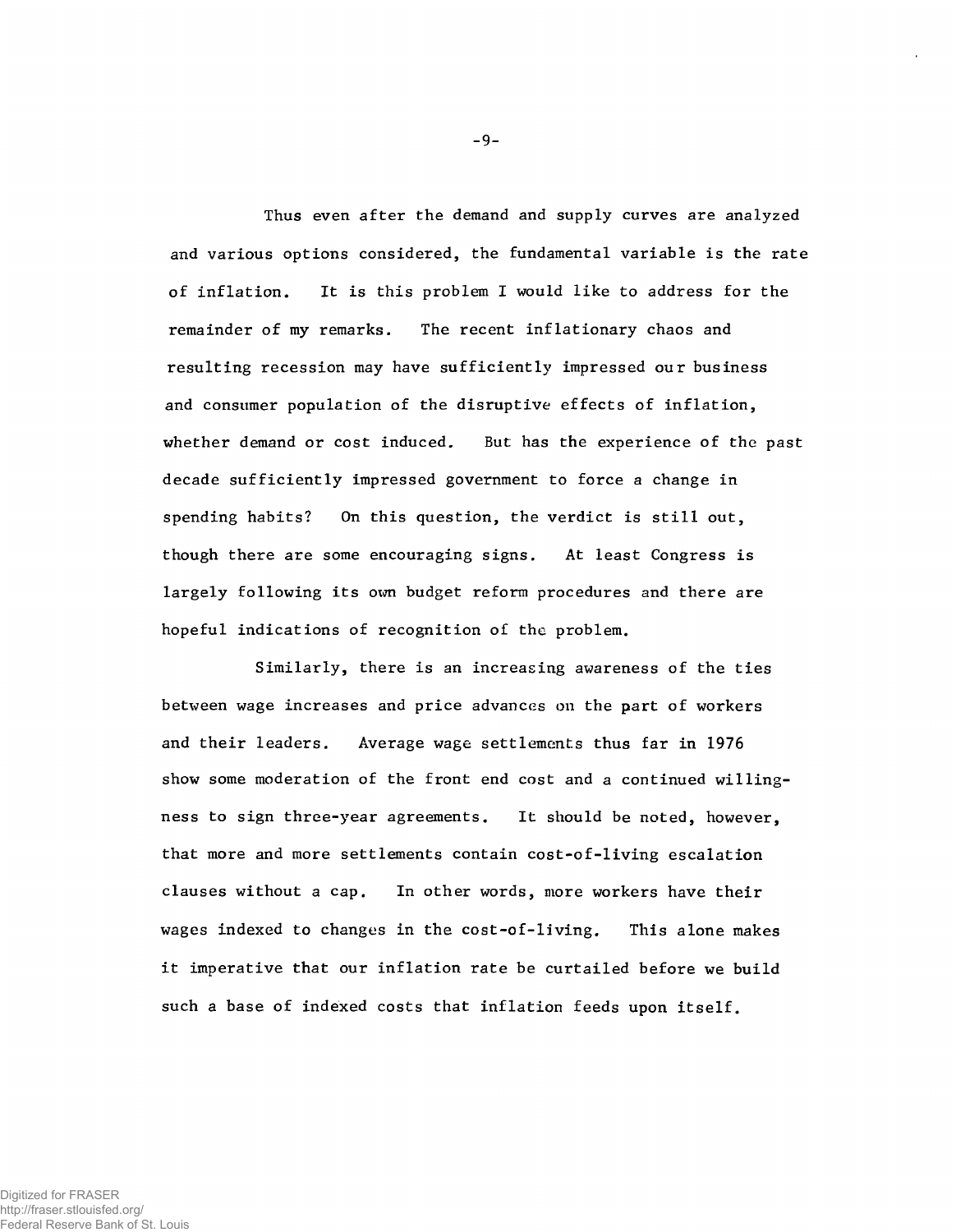Thus even after the demand and supply curves are analyzed and various options considered, the fundamental variable is the rate of inflation. It is this problem I would like to address for the remainder of my remarks. The recent inflationary chaos and resulting recession may have sufficiently impressed our business and consumer population of the disruptive effects of inflation, whether demand or cost induced. But has the experience of the past decade sufficiently impressed government to force a change in spending habits? On this question, the verdict is still out, though there are some encouraging signs. At least Congress is largely following its own budget reform procedures and there are hopeful indications of recognition of the problem.

Similarly, there is an increasing awareness of the ties between wage increases and price advances on the part of workers and their leaders. Average wage settlements thus far in 1976 show some moderation of the front end cost and a continued willingness to sign three-year agreements. It should be noted, however, that more and more settlements contain cost-of-living escalation clauses without a cap. In other words, more workers have their wages indexed to changes in the cost-of-living. This alone makes it imperative that our inflation rate be curtailed before we build such a base of indexed costs that inflation feeds upon itself.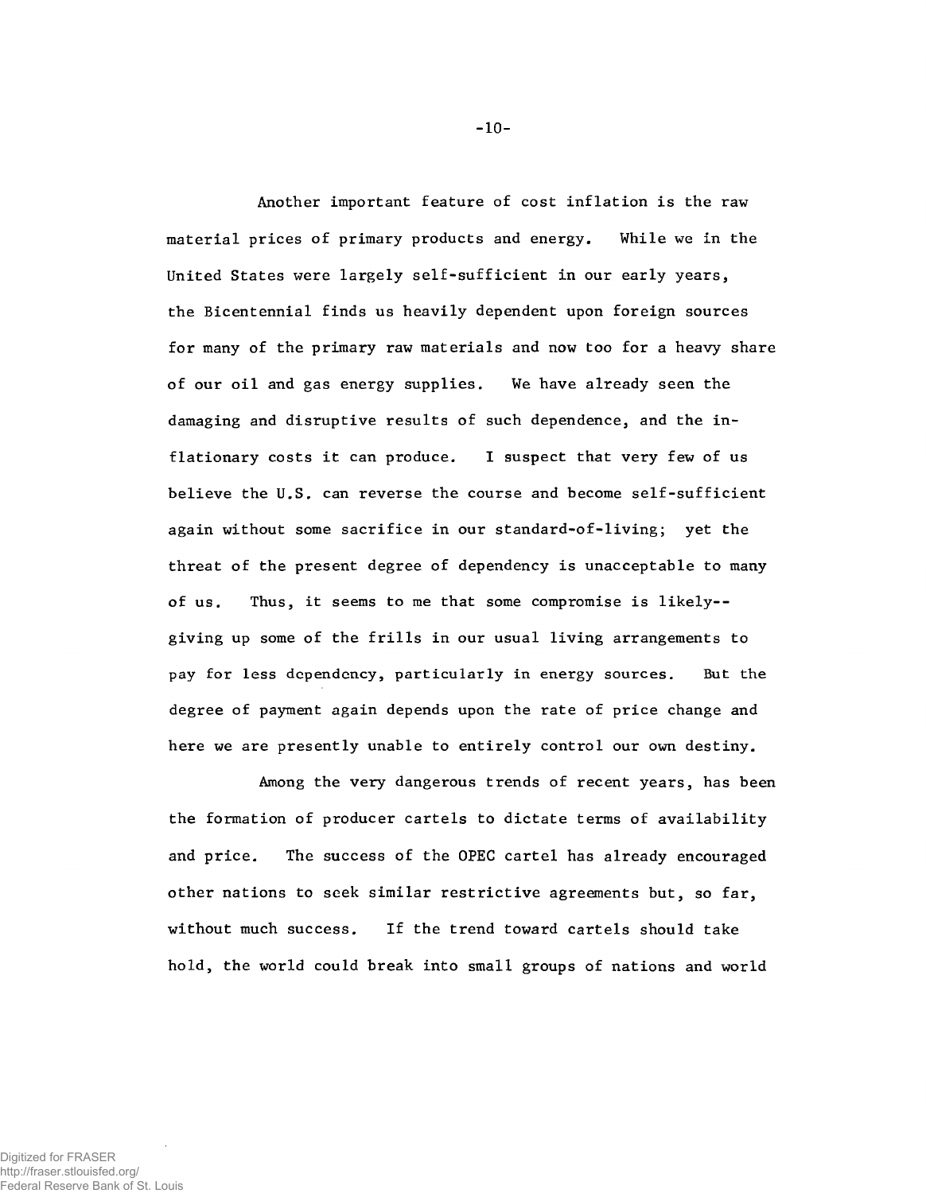Another important feature of cost inflation is the raw material prices of primary products and energy. While we in the United States were largely self-sufficient in our early years, the Bicentennial finds us heavily dependent upon foreign sources for many of the primary raw materials and now too for a heavy share of our oil and gas energy supplies. We have already seen the damaging and disruptive results of such dependence, and the inflationary costs it can produce. I suspect that very few of us believe the U.S. can reverse the course and become self-sufficient again without some sacrifice in our standard-of-living; yet the threat of the present degree of dependency is unacceptable to many of us. Thus, it seems to me that some compromise is likely--giving up some of the frills in our usual living arrangements to pay for less dependency, particularly in energy sources. But the degree of payment again depends upon the rate of price change and here we are presently unable to entirely control our own destiny.

Among the very dangerous trends of recent years, has been the formation of producer cartels to dictate terms of availability and price. The success of the OPEC cartel has already encouraged other nations to seek similar restrictive agreements but, so far, without much success. If the trend toward cartels should take hold, the world could break into small groups of nations and world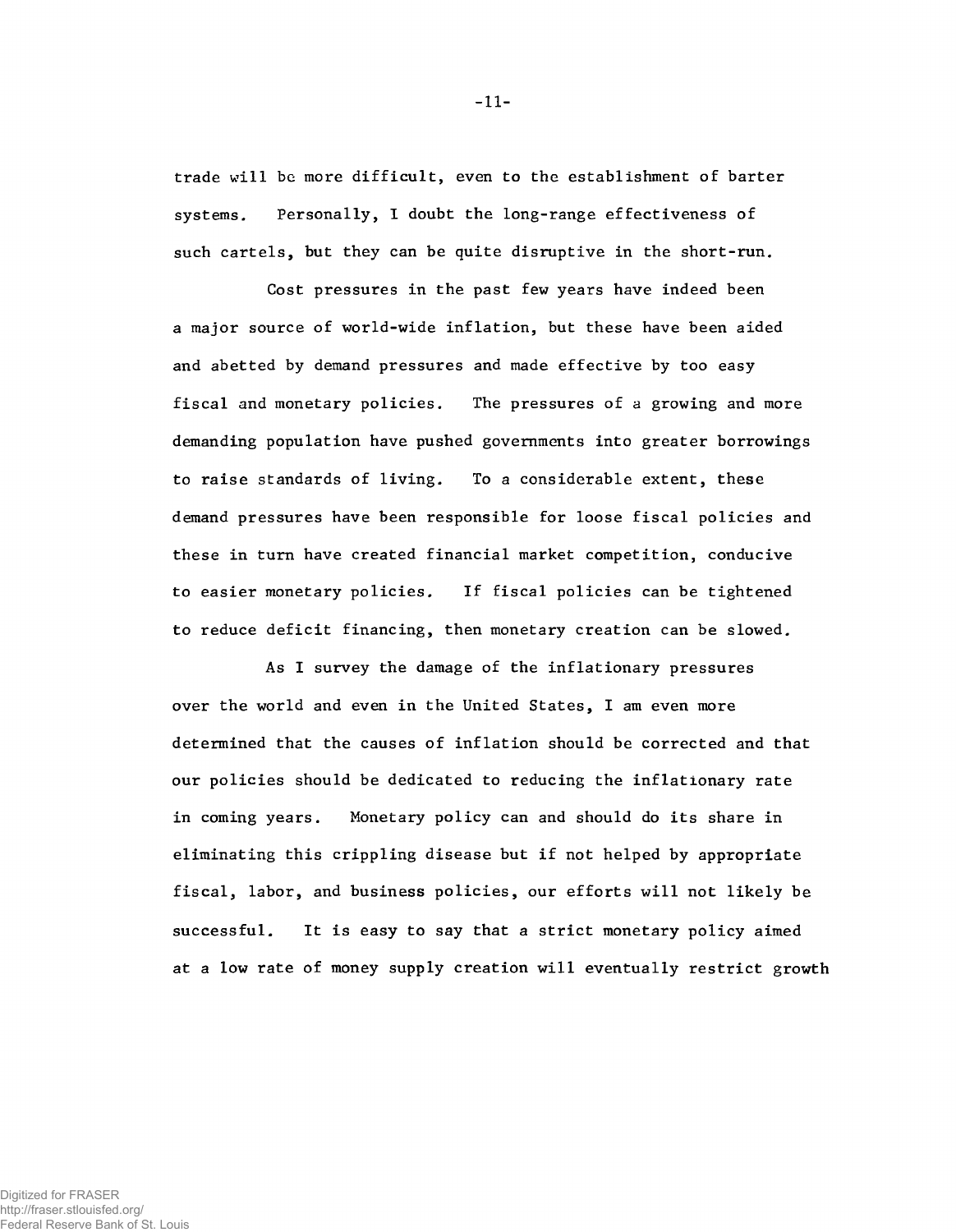trade will be more difficult, even to the establishment of barter systems. Personally, I doubt the long-range effectiveness of such cartels, but they can be quite disruptive in the short-run.

Cost pressures in the past few years have indeed been a major source of world-wide inflation, but these have been aided and abetted by demand pressures and made effective by too easy fiscal and monetary policies. The pressures of a growing and more demanding population have pushed governments into greater borrowings to raise standards of living. To a considerable extent, these demand pressures have been responsible for loose fiscal policies and these in turn have created financial market competition, conducive to easier monetary policies. If fiscal policies can be tightened to reduce deficit financing, then monetary creation can be slowed.

As I survey the damage of the inflationary pressures over the world and even in the United States, I am even more determined that the causes of inflation should be corrected and that our policies should be dedicated to reducing the inflationary rate in coming years. Monetary policy can and should do its share in eliminating this crippling disease but if not helped by appropriate fiscal, labor, and business policies, our efforts will not likely be successful. It is easy to say that a strict monetary policy aimed at a low rate of money supply creation will eventually restrict growth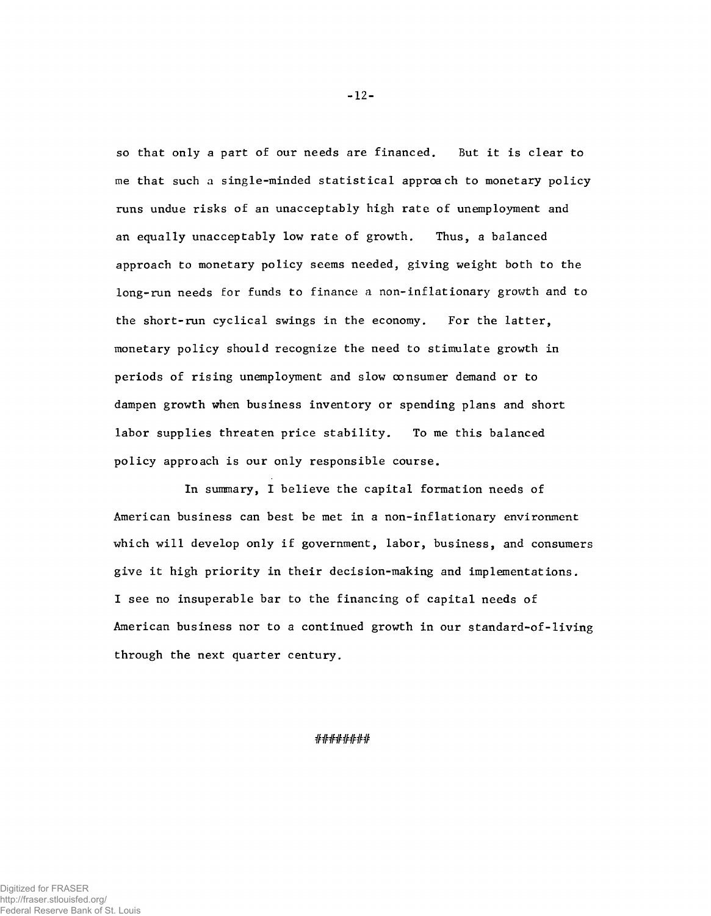so that only a part of our needs are financed. But it is clear to me that such a single-minded statistical approach to monetary policy runs undue risks of an unacceptably high rate of unemployment and an equally unacceptably low rate of growth. Thus, a balanced approach to monetary policy seems needed, giving weight both to the long-run needs for funds to finance a non-inflationary growth and to the short-run cyclical swings in the economy. For the latter, monetary policy should recognize the need to stimulate growth in periods of rising unemployment and slow consumer demand or to dampen growth when business inventory or spending plans and short labor supplies threaten price stability. To me this balanced policy approach is our only responsible course.

In summary, I believe the capital formation needs of American business can best be met in a non-inflationary environment which will develop only if government, labor, business, and consumers give it high priority in their decision-making and implementations. I see no insuperable bar to the financing of capital needs of American business nor to a continued growth in our standard-of-living through the next quarter century.

########

Digitized for FRASER
http://fraser.stlouisfed.org/
Federal Reserve Bank of St. Louis